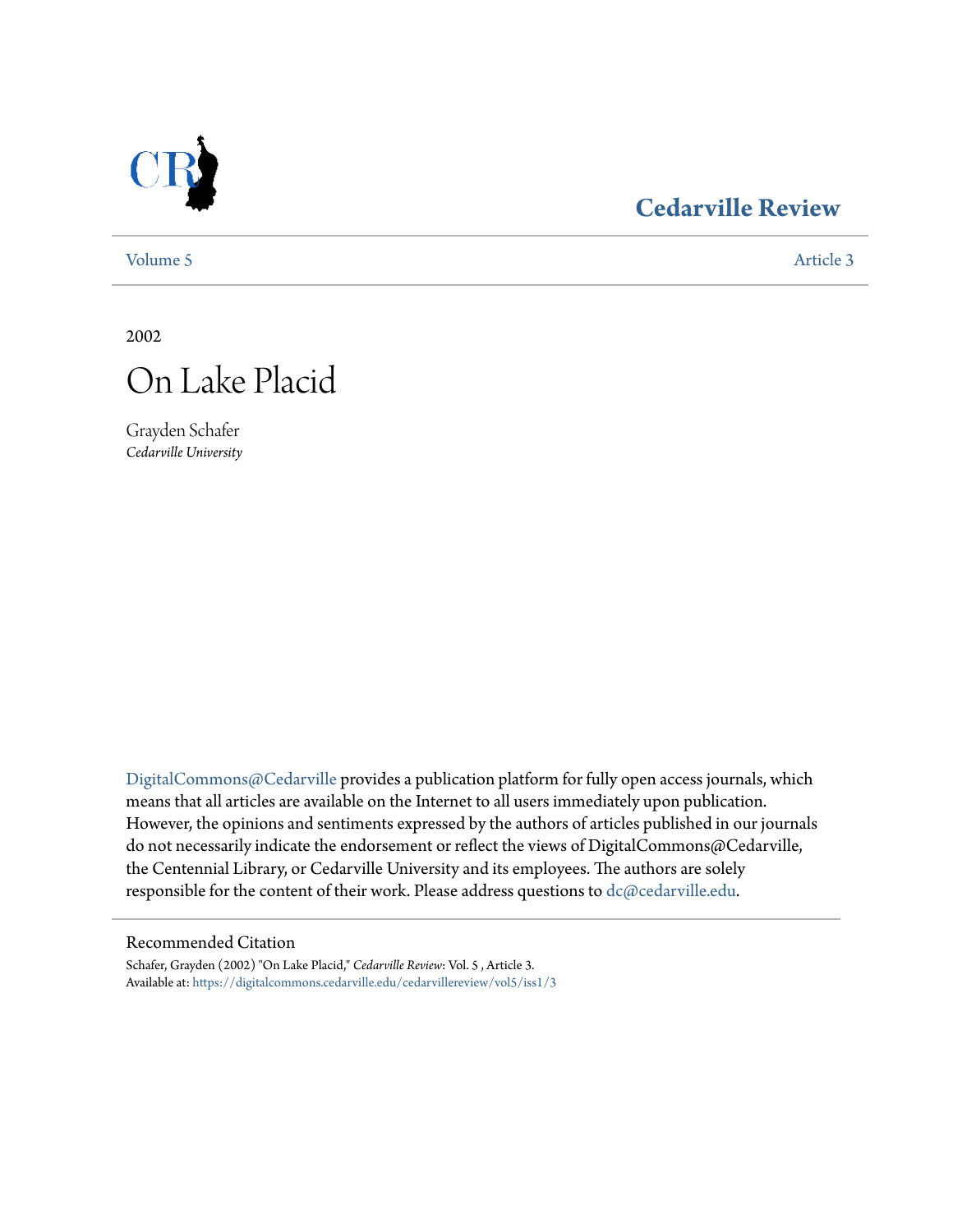# Cedarville Review

Volume 5 | Article 3

2002

# On Lake Placid

Grayden Schafer
*Cedarville University*

DigitalCommons@Cedarville provides a publication platform for fully open access journals, which means that all articles are available on the Internet to all users immediately upon publication. However, the opinions and sentiments expressed by the authors of articles published in our journals do not necessarily indicate the endorsement or reflect the views of DigitalCommons@Cedarville, the Centennial Library, or Cedarville University and its employees. The authors are solely responsible for the content of their work. Please address questions to dc@cedarville.edu.

## Recommended Citation

Schafer, Grayden (2002) "On Lake Placid," *Cedarville Review*: Vol. 5 , Article 3.
Available at: https://digitalcommons.cedarville.edu/cedarvillereview/vol5/iss1/3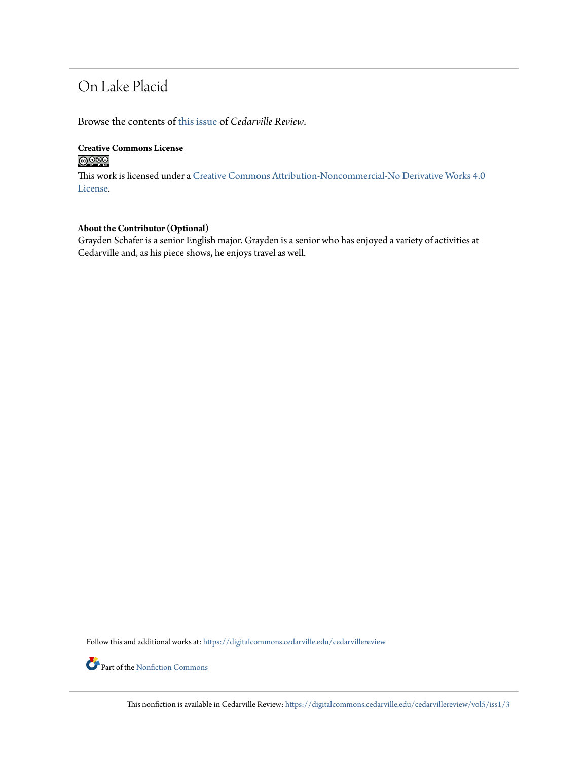# On Lake Placid

Browse the contents of this issue of *Cedarville Review*.

**Creative Commons License**

This work is licensed under a Creative Commons Attribution-Noncommercial-No Derivative Works 4.0 License.

**About the Contributor (Optional)**
Grayden Schafer is a senior English major. Grayden is a senior who has enjoyed a variety of activities at Cedarville and, as his piece shows, he enjoys travel as well.

Follow this and additional works at: https://digitalcommons.cedarville.edu/cedarvillereview

Part of the Nonfiction Commons

This nonfiction is available in Cedarville Review: https://digitalcommons.cedarville.edu/cedarvillereview/vol5/iss1/3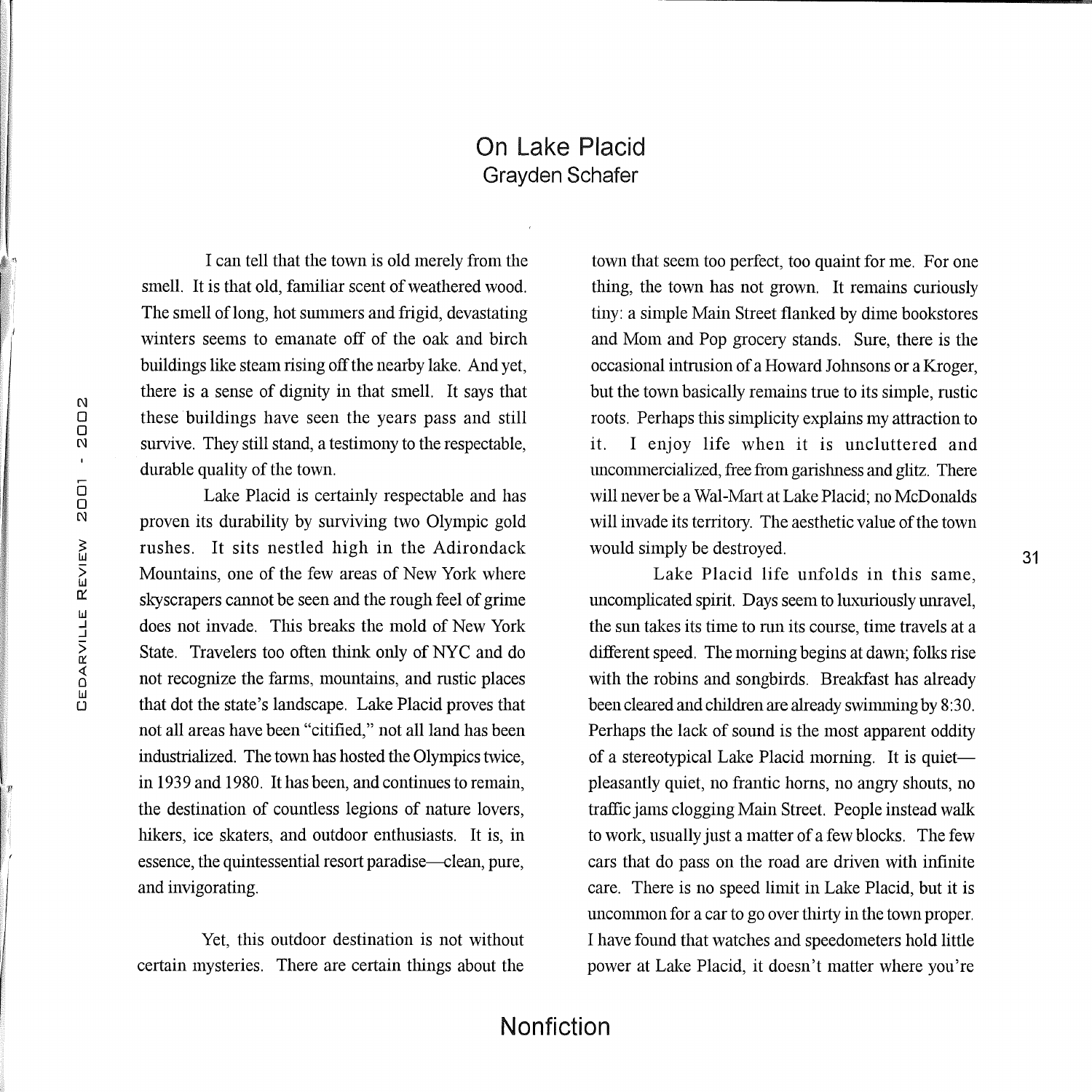# On Lake Placid

## Grayden Schafer

I can tell that the town is old merely from the smell. It is that old, familiar scent of weathered wood. The smell of long, hot summers and frigid, devastating winters seems to emanate off of the oak and birch buildings like steam rising off the nearby lake. And yet, there is a sense of dignity in that smell. It says that these buildings have seen the years pass and still survive. They still stand, a testimony to the respectable, durable quality of the town.

Lake Placid is certainly respectable and has proven its durability by surviving two Olympic gold rushes. It sits nestled high in the Adirondack Mountains, one of the few areas of New York where skyscrapers cannot be seen and the rough feel of grime does not invade. This breaks the mold of New York State. Travelers too often think only of NYC and do not recognize the farms, mountains, and rustic places that dot the state's landscape. Lake Placid proves that not all areas have been "citified," not all land has been industrialized. The town has hosted the Olympics twice, in 1939 and 1980. It has been, and continues to remain, the destination of countless legions of nature lovers, hikers, ice skaters, and outdoor enthusiasts. It is, in essence, the quintessential resort paradise—clean, pure, and invigorating.

Yet, this outdoor destination is not without certain mysteries. There are certain things about the town that seem too perfect, too quaint for me. For one thing, the town has not grown. It remains curiously tiny: a simple Main Street flanked by dime bookstores and Mom and Pop grocery stands. Sure, there is the occasional intrusion of a Howard Johnsons or a Kroger, but the town basically remains true to its simple, rustic roots. Perhaps this simplicity explains my attraction to it. I enjoy life when it is uncluttered and uncommercialized, free from garishness and glitz. There will never be a Wal-Mart at Lake Placid; no McDonalds will invade its territory. The aesthetic value of the town would simply be destroyed.

Lake Placid life unfolds in this same, uncomplicated spirit. Days seem to luxuriously unravel, the sun takes its time to run its course, time travels at a different speed. The morning begins at dawn; folks rise with the robins and songbirds. Breakfast has already been cleared and children are already swimming by 8:30. Perhaps the lack of sound is the most apparent oddity of a stereotypical Lake Placid morning. It is quiet—pleasantly quiet, no frantic horns, no angry shouts, no traffic jams clogging Main Street. People instead walk to work, usually just a matter of a few blocks. The few cars that do pass on the road are driven with infinite care. There is no speed limit in Lake Placid, but it is uncommon for a car to go over thirty in the town proper. I have found that watches and speedometers hold little power at Lake Placid, it doesn't matter where you're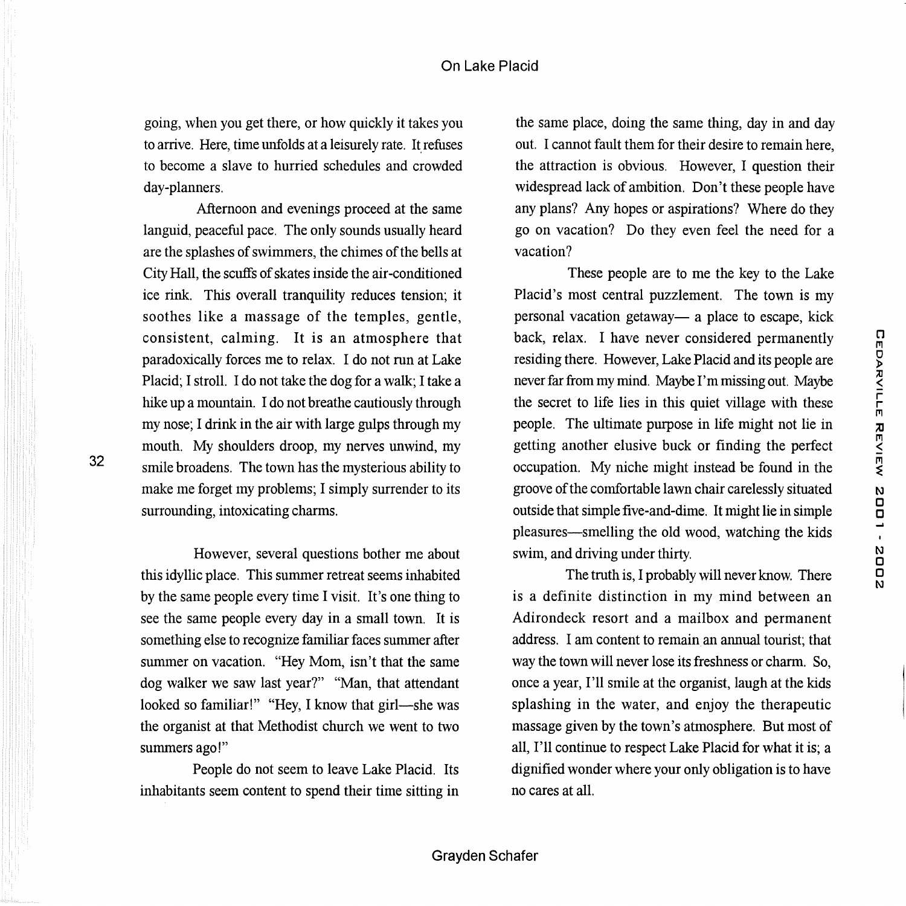going, when you get there, or how quickly it takes you to arrive. Here, time unfolds at a leisurely rate. It refuses to become a slave to hurried schedules and crowded day-planners.

Afternoon and evenings proceed at the same languid, peaceful pace. The only sounds usually heard are the splashes of swimmers, the chimes of the bells at City Hall, the scuffs of skates inside the air-conditioned ice rink. This overall tranquility reduces tension; it soothes like a massage of the temples, gentle, consistent, calming. It is an atmosphere that paradoxically forces me to relax. I do not run at Lake Placid; I stroll. I do not take the dog for a walk; I take a hike up a mountain. I do not breathe cautiously through my nose; I drink in the air with large gulps through my mouth. My shoulders droop, my nerves unwind, my smile broadens. The town has the mysterious ability to make me forget my problems; I simply surrender to its surrounding, intoxicating charms.

However, several questions bother me about this idyllic place. This summer retreat seems inhabited by the same people every time I visit. It's one thing to see the same people every day in a small town. It is something else to recognize familiar faces summer after summer on vacation. "Hey Mom, isn't that the same dog walker we saw last year?" "Man, that attendant looked so familiar!" "Hey, I know that girl—she was the organist at that Methodist church we went to two summers ago!"

People do not seem to leave Lake Placid. Its inhabitants seem content to spend their time sitting in the same place, doing the same thing, day in and day out. I cannot fault them for their desire to remain here, the attraction is obvious. However, I question their widespread lack of ambition. Don't these people have any plans? Any hopes or aspirations? Where do they go on vacation? Do they even feel the need for a vacation?

These people are to me the key to the Lake Placid's most central puzzlement. The town is my personal vacation getaway— a place to escape, kick back, relax. I have never considered permanently residing there. However, Lake Placid and its people are never far from my mind. Maybe I'm missing out. Maybe the secret to life lies in this quiet village with these people. The ultimate purpose in life might not lie in getting another elusive buck or finding the perfect occupation. My niche might instead be found in the groove of the comfortable lawn chair carelessly situated outside that simple five-and-dime. It might lie in simple pleasures—smelling the old wood, watching the kids swim, and driving under thirty.

The truth is, I probably will never know. There is a definite distinction in my mind between an Adirondeck resort and a mailbox and permanent address. I am content to remain an annual tourist; that way the town will never lose its freshness or charm. So, once a year, I'll smile at the organist, laugh at the kids splashing in the water, and enjoy the therapeutic massage given by the town's atmosphere. But most of all, I'll continue to respect Lake Placid for what it is; a dignified wonder where your only obligation is to have no cares at all.

Grayden Schafer